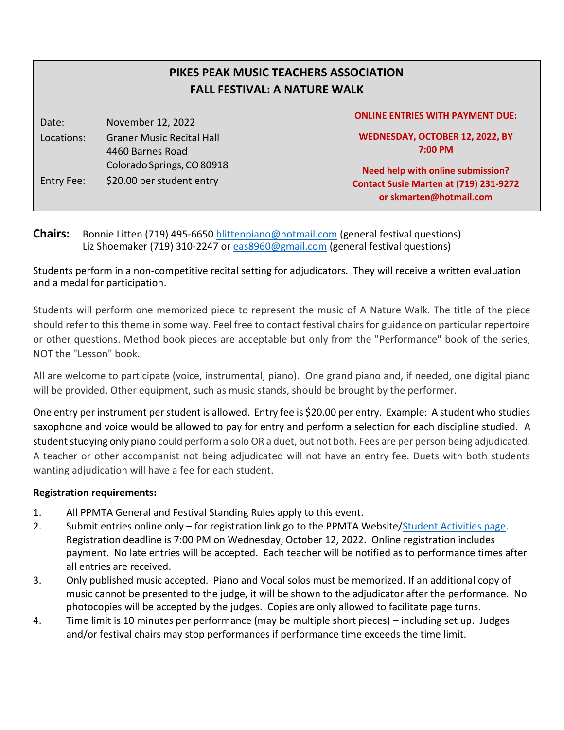# PIKES PEAK MUSIC TEACHERS ASSOCIATION
## FALL FESTIVAL: A NATURE WALK

| | |
|---|---|
| Date: | November 12, 2022 |
| Locations: | Graner Music Recital Hall<br>4460 Barnes Road<br>Colorado Springs, CO 80918 |
| Entry Fee: | $20.00 per student entry |

**ONLINE ENTRIES WITH PAYMENT DUE:**

**WEDNESDAY, OCTOBER 12, 2022, BY 7:00 PM**

**Need help with online submission? Contact Susie Marten at (719) 231-9272 or skmarten@hotmail.com**

**Chairs:** Bonnie Litten (719) 495-6650 blittenpiano@hotmail.com (general festival questions)
Liz Shoemaker (719) 310-2247 or eas8960@gmail.com (general festival questions)

Students perform in a non-competitive recital setting for adjudicators. They will receive a written evaluation and a medal for participation.

Students will perform one memorized piece to represent the music of A Nature Walk. The title of the piece should refer to this theme in some way. Feel free to contact festival chairs for guidance on particular repertoire or other questions. Method book pieces are acceptable but only from the "Performance" book of the series, NOT the "Lesson" book.

All are welcome to participate (voice, instrumental, piano). One grand piano and, if needed, one digital piano will be provided. Other equipment, such as music stands, should be brought by the performer.

One entry per instrument per student is allowed. Entry fee is $20.00 per entry. Example: A student who studies saxophone and voice would be allowed to pay for entry and perform a selection for each discipline studied. A student studying only piano could perform a solo OR a duet, but not both. Fees are per person being adjudicated. A teacher or other accompanist not being adjudicated will not have an entry fee. Duets with both students wanting adjudication will have a fee for each student.

**Registration requirements:**

1. All PPMTA General and Festival Standing Rules apply to this event.
2. Submit entries online only – for registration link go to the PPMTA Website/Student Activities page. Registration deadline is 7:00 PM on Wednesday, October 12, 2022. Online registration includes payment. No late entries will be accepted. Each teacher will be notified as to performance times after all entries are received.
3. Only published music accepted. Piano and Vocal solos must be memorized. If an additional copy of music cannot be presented to the judge, it will be shown to the adjudicator after the performance. No photocopies will be accepted by the judges. Copies are only allowed to facilitate page turns.
4. Time limit is 10 minutes per performance (may be multiple short pieces) – including set up. Judges and/or festival chairs may stop performances if performance time exceeds the time limit.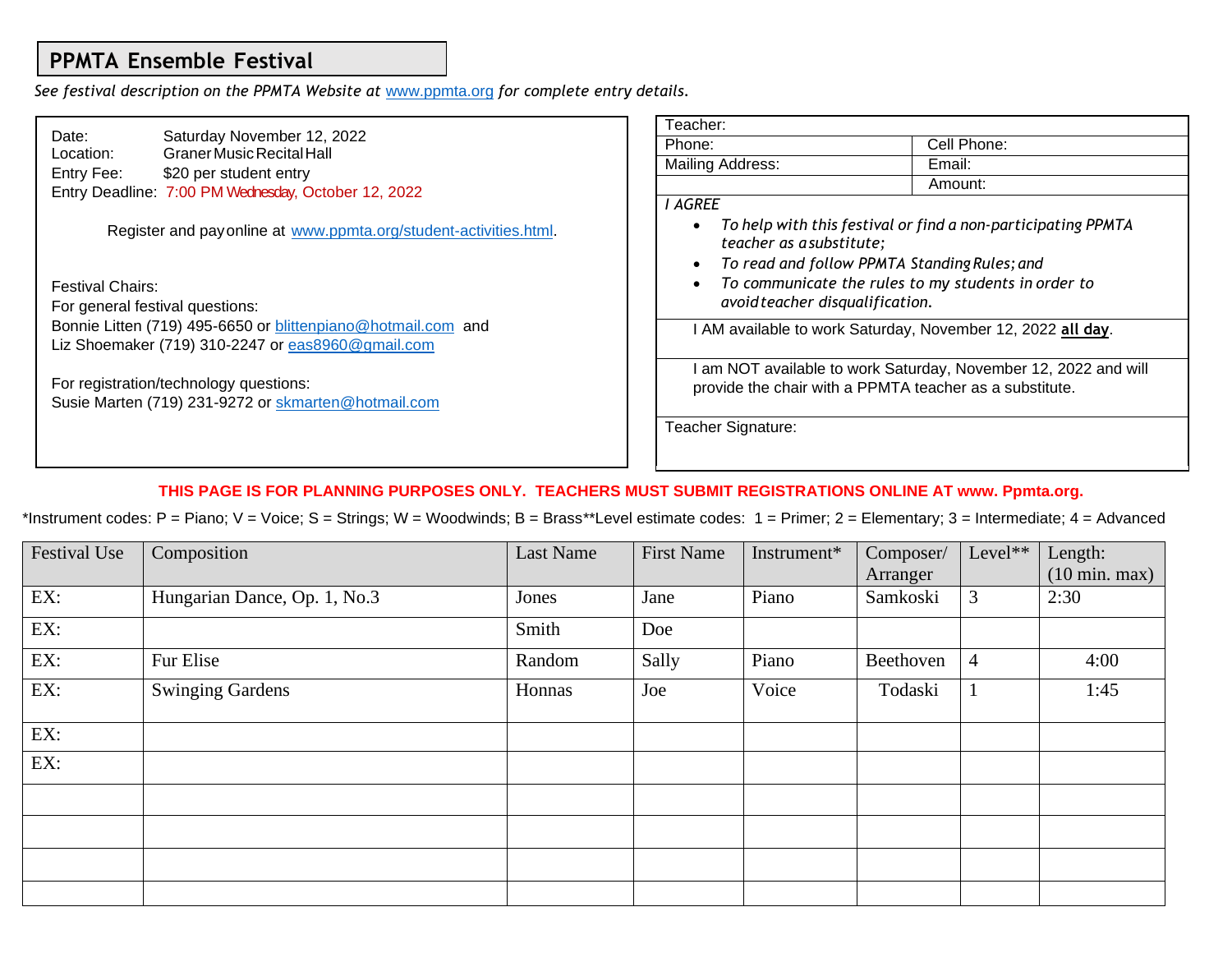## PPMTA Ensemble Festival

*See festival description on the PPMTA Website at www.ppmta.org for complete entry details.*

Date: Saturday November 12, 2022
Location: Graner Music Recital Hall
Entry Fee: $20 per student entry
Entry Deadline: 7:00 PM Wednesday, October 12, 2022

Register and pay online at www.ppmta.org/student-activities.html.

Festival Chairs:
For general festival questions:
Bonnie Litten (719) 495-6650 or blittenpiano@hotmail.com and
Liz Shoemaker (719) 310-2247 or eas8960@gmail.com

For registration/technology questions:
Susie Marten (719) 231-9272 or skmarten@hotmail.com

| Teacher: | |
|---|---|
| Phone: | Cell Phone: |
| Mailing Address: | Email: |
| | Amount: |

*I AGREE*

- *To help with this festival or find a non-participating PPMTA teacher as a substitute;*
- *To read and follow PPMTA Standing Rules; and*
- *To communicate the rules to my students in order to avoid teacher disqualification.*

I AM available to work Saturday, November 12, 2022 **all day**.

I am NOT available to work Saturday, November 12, 2022 and will provide the chair with a PPMTA teacher as a substitute.

Teacher Signature:

**THIS PAGE IS FOR PLANNING PURPOSES ONLY. TEACHERS MUST SUBMIT REGISTRATIONS ONLINE AT www. Ppmta.org.**

*Instrument codes: P = Piano; V = Voice; S = Strings; W = Woodwinds; B = Brass**Level estimate codes: 1 = Primer; 2 = Elementary; 3 = Intermediate; 4 = Advanced

| Festival Use | Composition | Last Name | First Name | Instrument* | Composer/ Arranger | Level** | Length: (10 min. max) |
|---|---|---|---|---|---|---|---|
| EX: | Hungarian Dance, Op. 1, No.3 | Jones | Jane | Piano | Samkoski | 3 | 2:30 |
| EX: | | Smith | Doe | | | | |
| EX: | Fur Elise | Random | Sally | Piano | Beethoven | 4 | 4:00 |
| EX: | Swinging Gardens | Honnas | Joe | Voice | Todaski | 1 | 1:45 |
| EX: | | | | | | | |
| EX: | | | | | | | |
| | | | | | | | |
| | | | | | | | |
| | | | | | | | |
| | | | | | | | |